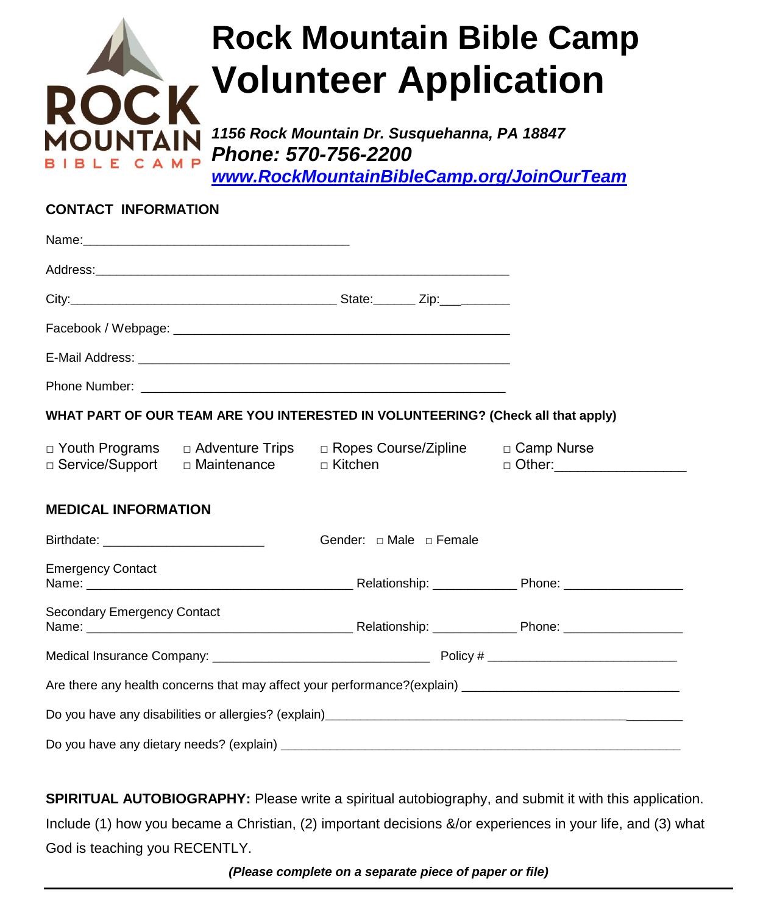# Rock Mountain Bible Camp Volunteer Application

***1156 Rock Mountain Dr. Susquehanna, PA 18847***

***Phone: 570-756-2200***

***www.RockMountainBibleCamp.org/JoinOurTeam***

## CONTACT INFORMATION

Name:_______________________________________

Address:_____________________________________________________________

City:_______________________________________ State:______ Zip:__________

Facebook / Webpage: _______________________________________________

E-Mail Address: _____________________________________________________

Phone Number: _____________________________________________________

**WHAT PART OF OUR TEAM ARE YOU INTERESTED IN VOLUNTEERING? (Check all that apply)**

□ Youth Programs □ Adventure Trips □ Ropes Course/Zipline □ Camp Nurse

□ Service/Support □ Maintenance □ Kitchen □ Other:_________________

## MEDICAL INFORMATION

Birthdate: _______________________ Gender: □ Male □ Female

Emergency Contact Name: _______________________________________ Relationship: ____________ Phone: _________________

Secondary Emergency Contact Name: _______________________________________ Relationship: ____________ Phone: _________________

Medical Insurance Company: _______________________________ Policy # ___________________________

Are there any health concerns that may affect your performance?(explain) _______________________________

Do you have any disabilities or allergies? (explain)_______________________________________________________

Do you have any dietary needs? (explain) ___________________________________________________________

**SPIRITUAL AUTOBIOGRAPHY:** Please write a spiritual autobiography, and submit it with this application. Include (1) how you became a Christian, (2) important decisions &/or experiences in your life, and (3) what God is teaching you RECENTLY.

***(Please complete on a separate piece of paper or file)***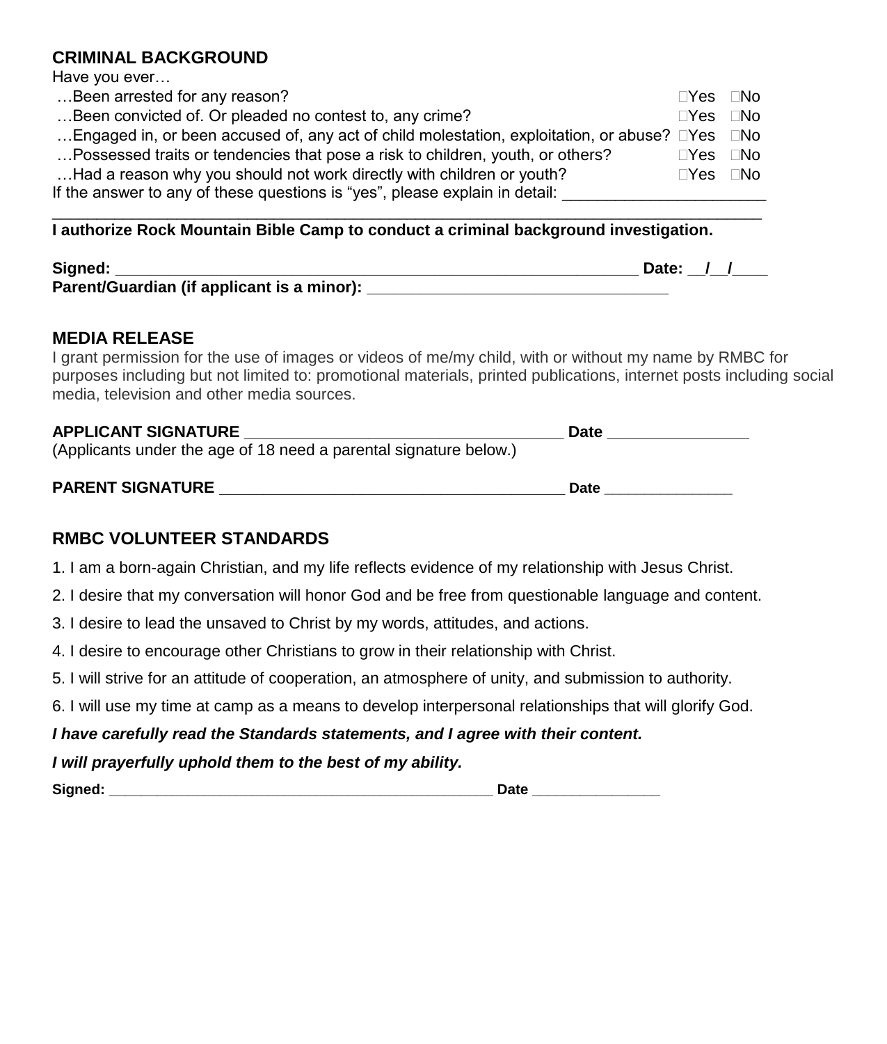## CRIMINAL BACKGROUND

Have you ever…

| | | |
|---|---|---|
| …Been arrested for any reason? | ☐Yes | ☐No |
| …Been convicted of. Or pleaded no contest to, any crime? | ☐Yes | ☐No |
| …Engaged in, or been accused of, any act of child molestation, exploitation, or abuse? | ☐Yes | ☐No |
| …Possessed traits or tendencies that pose a risk to children, youth, or others? | ☐Yes | ☐No |
| …Had a reason why you should not work directly with children or youth? | ☐Yes | ☐No |

If the answer to any of these questions is "yes", please explain in detail: ______________________

_______________________________________________________________________________

**I authorize Rock Mountain Bible Camp to conduct a criminal background investigation.**

**Signed:** _____________________________________________________ **Date:** __/__/____

**Parent/Guardian (if applicant is a minor):** _________________________________

## MEDIA RELEASE

I grant permission for the use of images or videos of me/my child, with or without my name by RMBC for purposes including but not limited to: promotional materials, printed publications, internet posts including social media, television and other media sources.

**APPLICANT SIGNATURE** ____________________________________ **Date** ________________

(Applicants under the age of 18 need a parental signature below.)

**PARENT SIGNATURE** ________________________________________ **Date** ________________

## RMBC VOLUNTEER STANDARDS

1. I am a born-again Christian, and my life reflects evidence of my relationship with Jesus Christ.
2. I desire that my conversation will honor God and be free from questionable language and content.
3. I desire to lead the unsaved to Christ by my words, attitudes, and actions.
4. I desire to encourage other Christians to grow in their relationship with Christ.
5. I will strive for an attitude of cooperation, an atmosphere of unity, and submission to authority.
6. I will use my time at camp as a means to develop interpersonal relationships that will glorify God.

***I have carefully read the Standards statements, and I agree with their content.***

***I will prayerfully uphold them to the best of my ability.***

**Signed:** _______________________________________________ **Date** ________________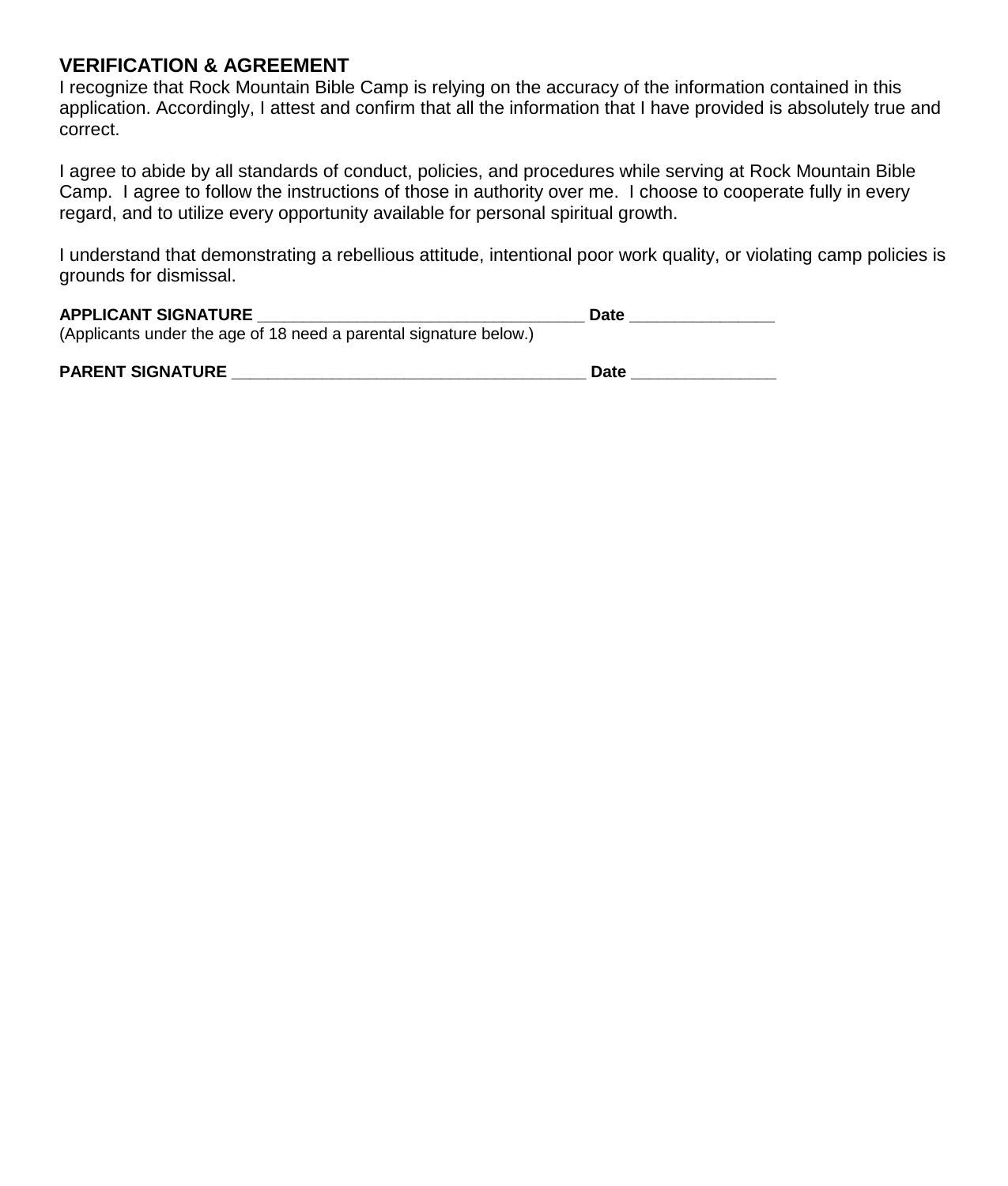## VERIFICATION & AGREEMENT

I recognize that Rock Mountain Bible Camp is relying on the accuracy of the information contained in this application. Accordingly, I attest and confirm that all the information that I have provided is absolutely true and correct.

I agree to abide by all standards of conduct, policies, and procedures while serving at Rock Mountain Bible Camp. I agree to follow the instructions of those in authority over me. I choose to cooperate fully in every regard, and to utilize every opportunity available for personal spiritual growth.

I understand that demonstrating a rebellious attitude, intentional poor work quality, or violating camp policies is grounds for dismissal.

**APPLICANT SIGNATURE ____________________________________ Date _______________**
(Applicants under the age of 18 need a parental signature below.)

**PARENT SIGNATURE ________________________________________ Date _______________**